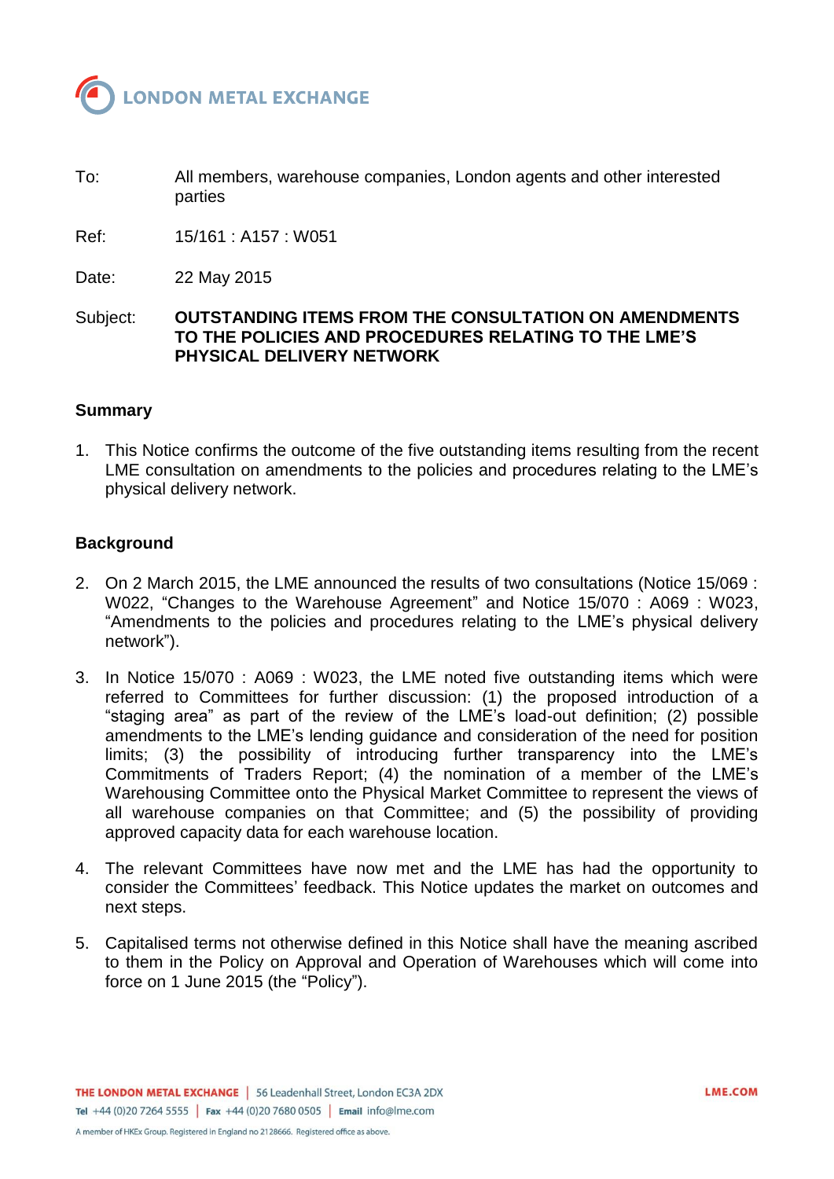LONDON METAL EXCHANGE

To: All members, warehouse companies, London agents and other interested parties

Ref: 15/161 : A157 : W051

Date: 22 May 2015

Subject: **OUTSTANDING ITEMS FROM THE CONSULTATION ON AMENDMENTS TO THE POLICIES AND PROCEDURES RELATING TO THE LME'S PHYSICAL DELIVERY NETWORK**

## Summary

1. This Notice confirms the outcome of the five outstanding items resulting from the recent LME consultation on amendments to the policies and procedures relating to the LME's physical delivery network.

## Background

2. On 2 March 2015, the LME announced the results of two consultations (Notice 15/069 : W022, "Changes to the Warehouse Agreement" and Notice 15/070 : A069 : W023, "Amendments to the policies and procedures relating to the LME's physical delivery network").

3. In Notice 15/070 : A069 : W023, the LME noted five outstanding items which were referred to Committees for further discussion: (1) the proposed introduction of a "staging area" as part of the review of the LME's load-out definition; (2) possible amendments to the LME's lending guidance and consideration of the need for position limits; (3) the possibility of introducing further transparency into the LME's Commitments of Traders Report; (4) the nomination of a member of the LME's Warehousing Committee onto the Physical Market Committee to represent the views of all warehouse companies on that Committee; and (5) the possibility of providing approved capacity data for each warehouse location.

4. The relevant Committees have now met and the LME has had the opportunity to consider the Committees' feedback. This Notice updates the market on outcomes and next steps.

5. Capitalised terms not otherwise defined in this Notice shall have the meaning ascribed to them in the Policy on Approval and Operation of Warehouses which will come into force on 1 June 2015 (the "Policy").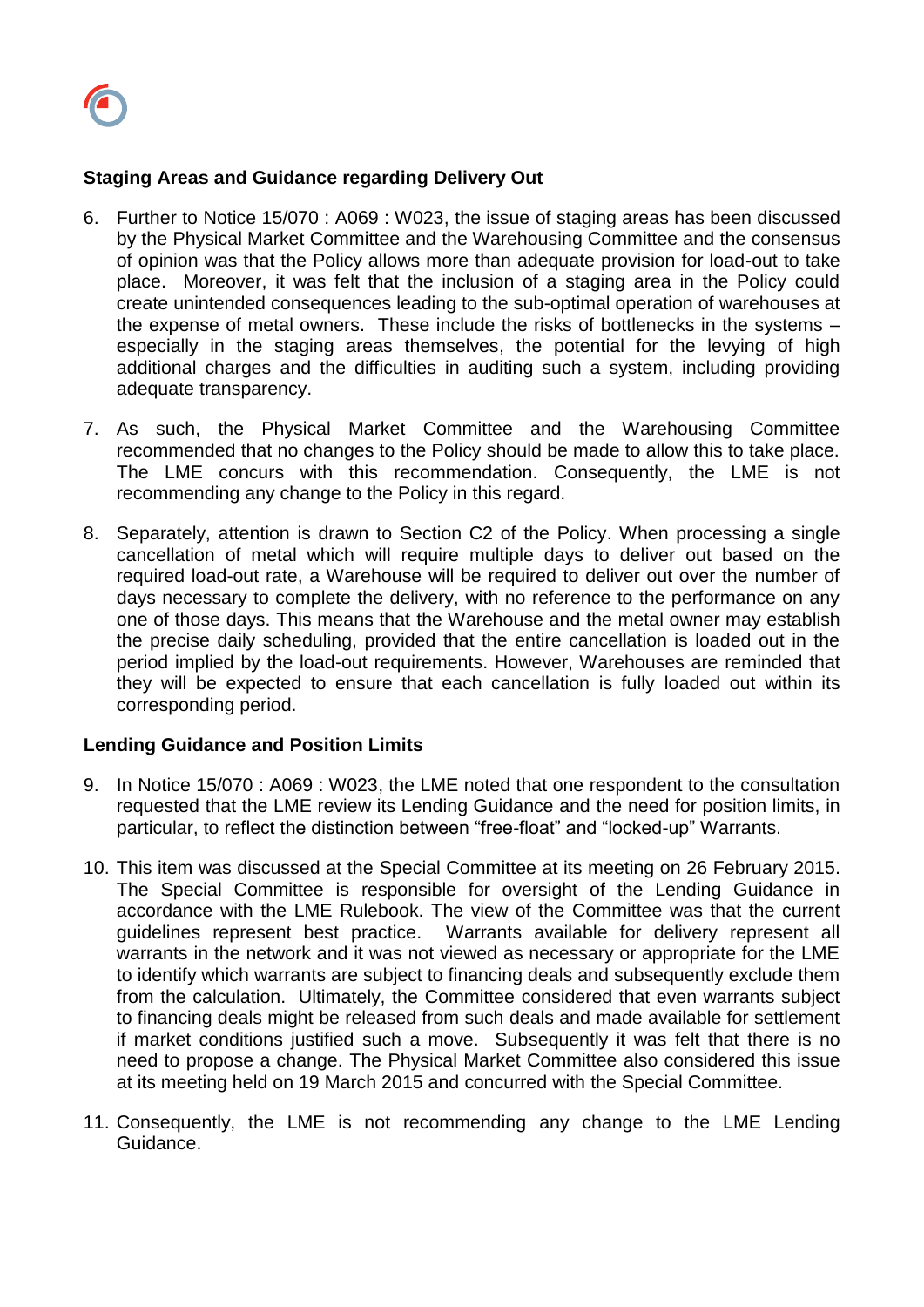**Staging Areas and Guidance regarding Delivery Out**

6. Further to Notice 15/070 : A069 : W023, the issue of staging areas has been discussed by the Physical Market Committee and the Warehousing Committee and the consensus of opinion was that the Policy allows more than adequate provision for load-out to take place. Moreover, it was felt that the inclusion of a staging area in the Policy could create unintended consequences leading to the sub-optimal operation of warehouses at the expense of metal owners. These include the risks of bottlenecks in the systems – especially in the staging areas themselves, the potential for the levying of high additional charges and the difficulties in auditing such a system, including providing adequate transparency.

7. As such, the Physical Market Committee and the Warehousing Committee recommended that no changes to the Policy should be made to allow this to take place. The LME concurs with this recommendation. Consequently, the LME is not recommending any change to the Policy in this regard.

8. Separately, attention is drawn to Section C2 of the Policy. When processing a single cancellation of metal which will require multiple days to deliver out based on the required load-out rate, a Warehouse will be required to deliver out over the number of days necessary to complete the delivery, with no reference to the performance on any one of those days. This means that the Warehouse and the metal owner may establish the precise daily scheduling, provided that the entire cancellation is loaded out in the period implied by the load-out requirements. However, Warehouses are reminded that they will be expected to ensure that each cancellation is fully loaded out within its corresponding period.

**Lending Guidance and Position Limits**

9. In Notice 15/070 : A069 : W023, the LME noted that one respondent to the consultation requested that the LME review its Lending Guidance and the need for position limits, in particular, to reflect the distinction between "free-float" and "locked-up" Warrants.

10. This item was discussed at the Special Committee at its meeting on 26 February 2015. The Special Committee is responsible for oversight of the Lending Guidance in accordance with the LME Rulebook. The view of the Committee was that the current guidelines represent best practice. Warrants available for delivery represent all warrants in the network and it was not viewed as necessary or appropriate for the LME to identify which warrants are subject to financing deals and subsequently exclude them from the calculation. Ultimately, the Committee considered that even warrants subject to financing deals might be released from such deals and made available for settlement if market conditions justified such a move. Subsequently it was felt that there is no need to propose a change. The Physical Market Committee also considered this issue at its meeting held on 19 March 2015 and concurred with the Special Committee.

11. Consequently, the LME is not recommending any change to the LME Lending Guidance.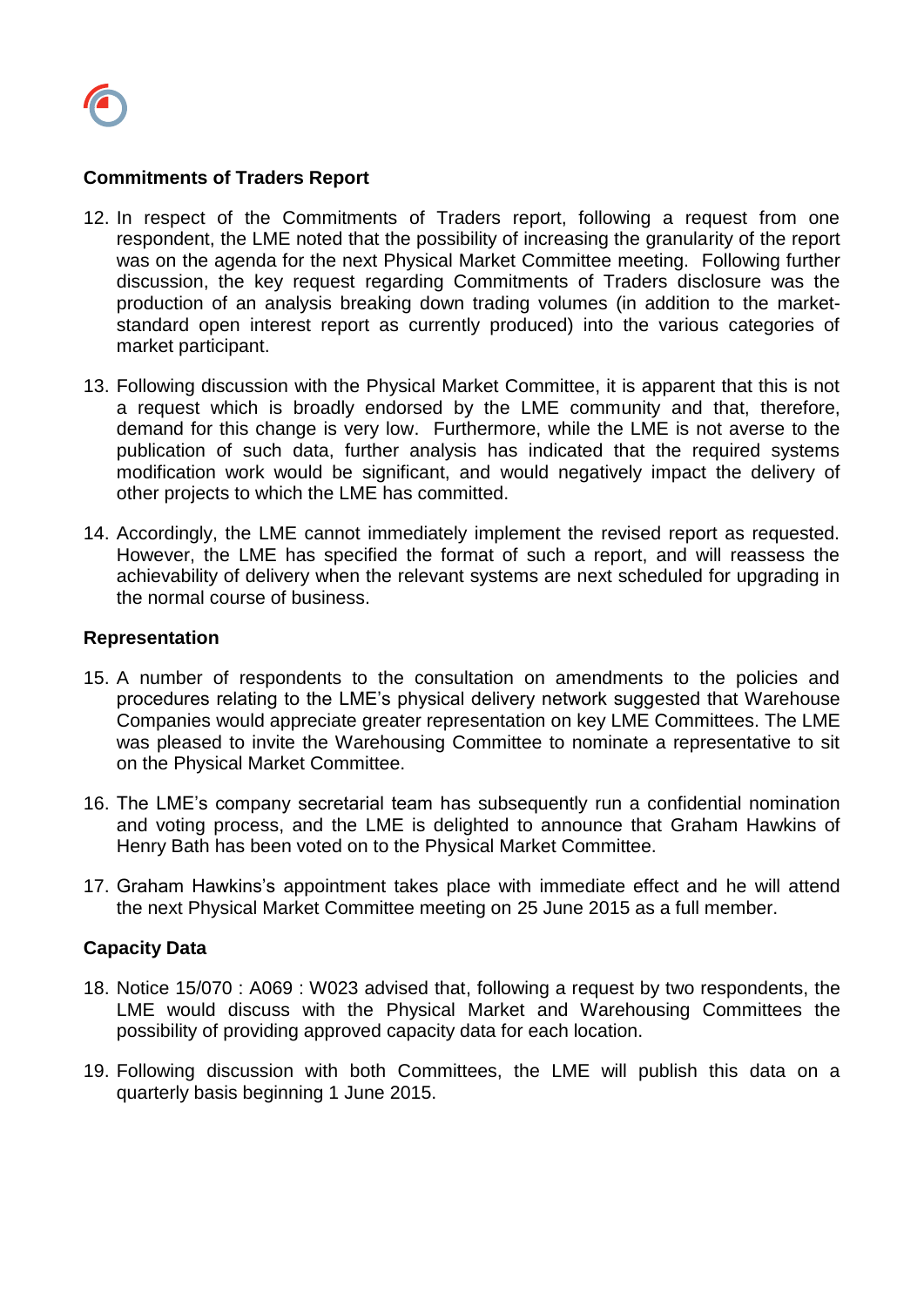**Commitments of Traders Report**

12. In respect of the Commitments of Traders report, following a request from one respondent, the LME noted that the possibility of increasing the granularity of the report was on the agenda for the next Physical Market Committee meeting. Following further discussion, the key request regarding Commitments of Traders disclosure was the production of an analysis breaking down trading volumes (in addition to the market-standard open interest report as currently produced) into the various categories of market participant.

13. Following discussion with the Physical Market Committee, it is apparent that this is not a request which is broadly endorsed by the LME community and that, therefore, demand for this change is very low. Furthermore, while the LME is not averse to the publication of such data, further analysis has indicated that the required systems modification work would be significant, and would negatively impact the delivery of other projects to which the LME has committed.

14. Accordingly, the LME cannot immediately implement the revised report as requested. However, the LME has specified the format of such a report, and will reassess the achievability of delivery when the relevant systems are next scheduled for upgrading in the normal course of business.

**Representation**

15. A number of respondents to the consultation on amendments to the policies and procedures relating to the LME's physical delivery network suggested that Warehouse Companies would appreciate greater representation on key LME Committees. The LME was pleased to invite the Warehousing Committee to nominate a representative to sit on the Physical Market Committee.

16. The LME's company secretarial team has subsequently run a confidential nomination and voting process, and the LME is delighted to announce that Graham Hawkins of Henry Bath has been voted on to the Physical Market Committee.

17. Graham Hawkins's appointment takes place with immediate effect and he will attend the next Physical Market Committee meeting on 25 June 2015 as a full member.

**Capacity Data**

18. Notice 15/070 : A069 : W023 advised that, following a request by two respondents, the LME would discuss with the Physical Market and Warehousing Committees the possibility of providing approved capacity data for each location.

19. Following discussion with both Committees, the LME will publish this data on a quarterly basis beginning 1 June 2015.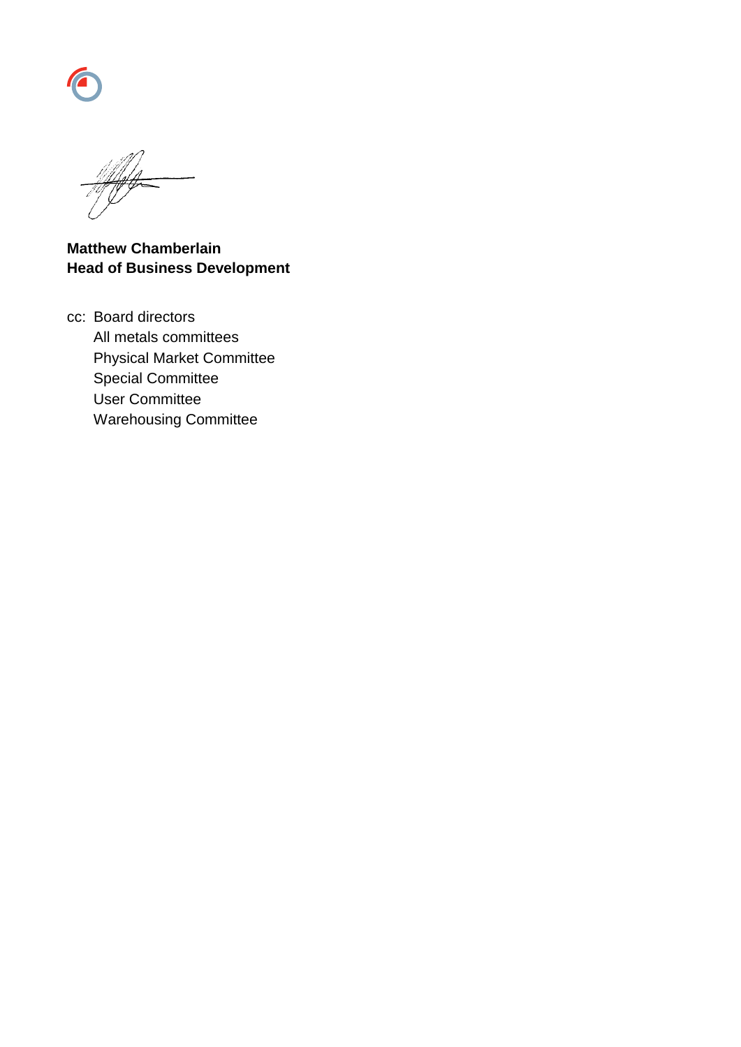**Matthew Chamberlain**
**Head of Business Development**

cc: Board directors
All metals committees
Physical Market Committee
Special Committee
User Committee
Warehousing Committee